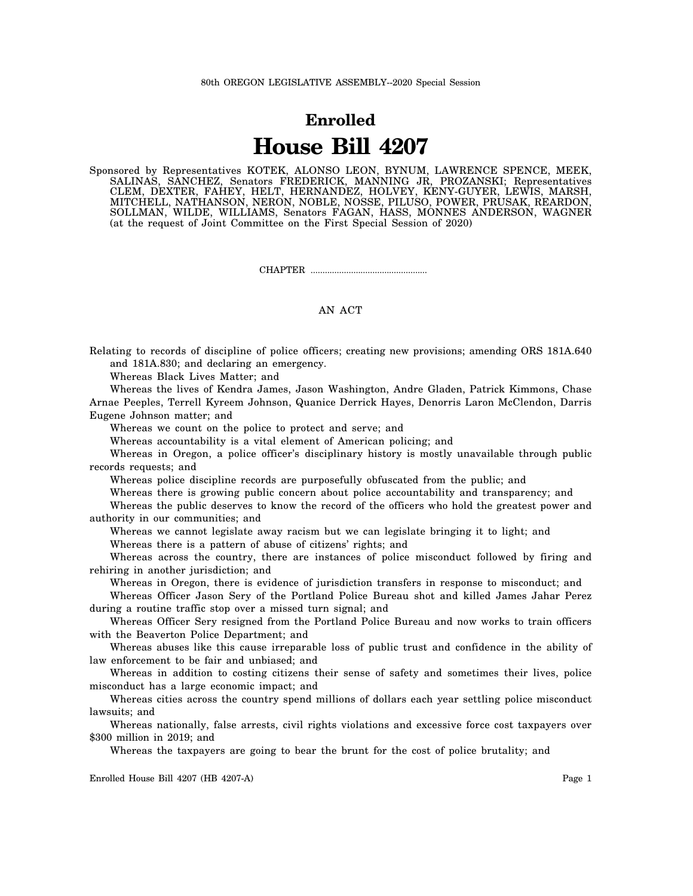80th OREGON LEGISLATIVE ASSEMBLY--2020 Special Session

# Enrolled

# House Bill 4207

Sponsored by Representatives KOTEK, ALONSO LEON, BYNUM, LAWRENCE SPENCE, MEEK, SALINAS, SANCHEZ, Senators FREDERICK, MANNING JR, PROZANSKI; Representatives CLEM, DEXTER, FAHEY, HELT, HERNANDEZ, HOLVEY, KENY-GUYER, LEWIS, MARSH, MITCHELL, NATHANSON, NERON, NOBLE, NOSSE, PILUSO, POWER, PRUSAK, REARDON, SOLLMAN, WILDE, WILLIAMS, Senators FAGAN, HASS, MONNES ANDERSON, WAGNER (at the request of Joint Committee on the First Special Session of 2020)

CHAPTER .................................................

AN ACT

Relating to records of discipline of police officers; creating new provisions; amending ORS 181A.640 and 181A.830; and declaring an emergency.

Whereas Black Lives Matter; and

Whereas the lives of Kendra James, Jason Washington, Andre Gladen, Patrick Kimmons, Chase Arnae Peeples, Terrell Kyreem Johnson, Quanice Derrick Hayes, Denorris Laron McClendon, Darris Eugene Johnson matter; and

Whereas we count on the police to protect and serve; and

Whereas accountability is a vital element of American policing; and

Whereas in Oregon, a police officer's disciplinary history is mostly unavailable through public records requests; and

Whereas police discipline records are purposefully obfuscated from the public; and

Whereas there is growing public concern about police accountability and transparency; and

Whereas the public deserves to know the record of the officers who hold the greatest power and authority in our communities; and

Whereas we cannot legislate away racism but we can legislate bringing it to light; and

Whereas there is a pattern of abuse of citizens' rights; and

Whereas across the country, there are instances of police misconduct followed by firing and rehiring in another jurisdiction; and

Whereas in Oregon, there is evidence of jurisdiction transfers in response to misconduct; and

Whereas Officer Jason Sery of the Portland Police Bureau shot and killed James Jahar Perez during a routine traffic stop over a missed turn signal; and

Whereas Officer Sery resigned from the Portland Police Bureau and now works to train officers with the Beaverton Police Department; and

Whereas abuses like this cause irreparable loss of public trust and confidence in the ability of law enforcement to be fair and unbiased; and

Whereas in addition to costing citizens their sense of safety and sometimes their lives, police misconduct has a large economic impact; and

Whereas cities across the country spend millions of dollars each year settling police misconduct lawsuits; and

Whereas nationally, false arrests, civil rights violations and excessive force cost taxpayers over $300 million in 2019; and

Whereas the taxpayers are going to bear the brunt for the cost of police brutality; and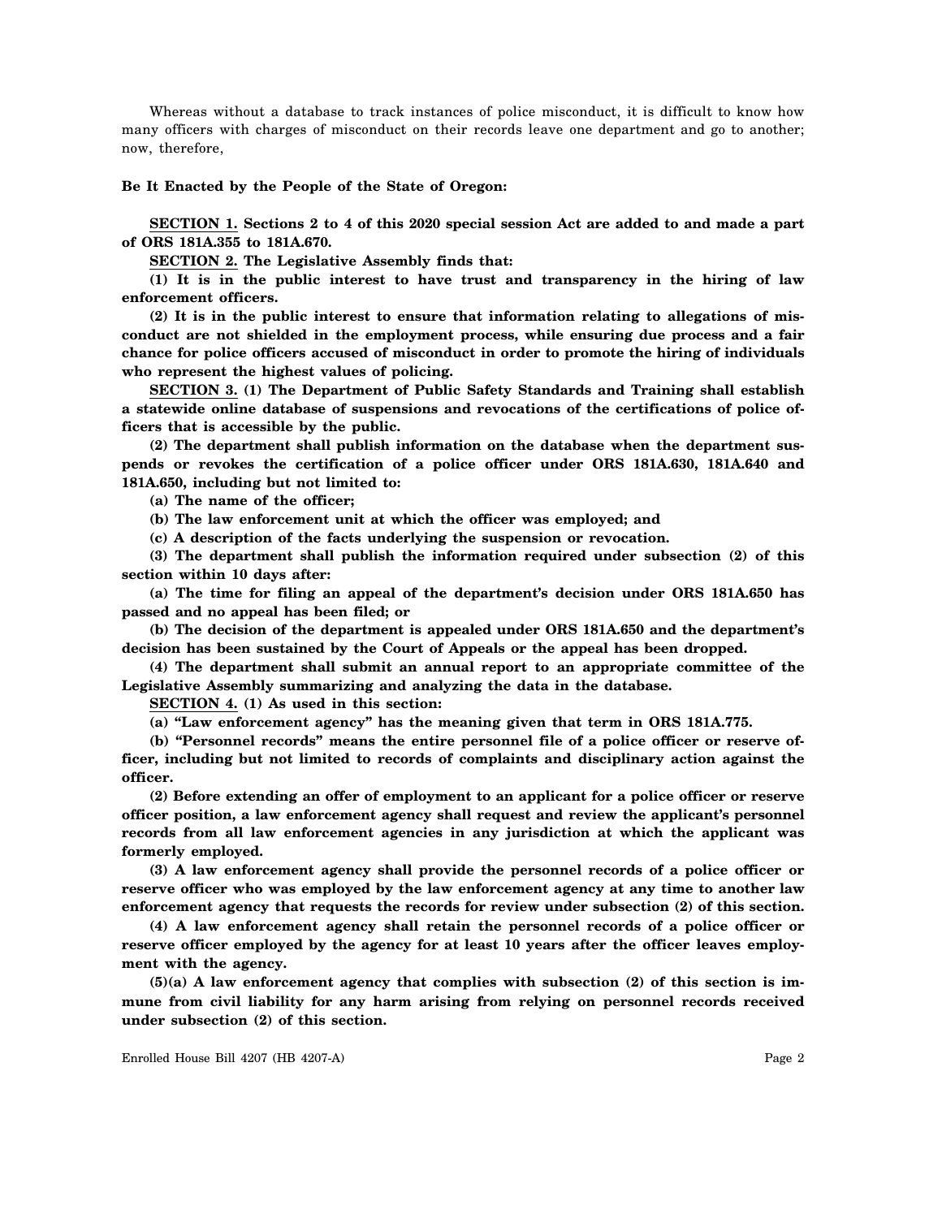Whereas without a database to track instances of police misconduct, it is difficult to know how many officers with charges of misconduct on their records leave one department and go to another; now, therefore,

**Be It Enacted by the People of the State of Oregon:**

**SECTION 1. Sections 2 to 4 of this 2020 special session Act are added to and made a part of ORS 181A.355 to 181A.670.**

**SECTION 2. The Legislative Assembly finds that:**

**(1) It is in the public interest to have trust and transparency in the hiring of law enforcement officers.**

**(2) It is in the public interest to ensure that information relating to allegations of misconduct are not shielded in the employment process, while ensuring due process and a fair chance for police officers accused of misconduct in order to promote the hiring of individuals who represent the highest values of policing.**

**SECTION 3. (1) The Department of Public Safety Standards and Training shall establish a statewide online database of suspensions and revocations of the certifications of police officers that is accessible by the public.**

**(2) The department shall publish information on the database when the department suspends or revokes the certification of a police officer under ORS 181A.630, 181A.640 and 181A.650, including but not limited to:**

**(a) The name of the officer;**

**(b) The law enforcement unit at which the officer was employed; and**

**(c) A description of the facts underlying the suspension or revocation.**

**(3) The department shall publish the information required under subsection (2) of this section within 10 days after:**

**(a) The time for filing an appeal of the department's decision under ORS 181A.650 has passed and no appeal has been filed; or**

**(b) The decision of the department is appealed under ORS 181A.650 and the department's decision has been sustained by the Court of Appeals or the appeal has been dropped.**

**(4) The department shall submit an annual report to an appropriate committee of the Legislative Assembly summarizing and analyzing the data in the database.**

**SECTION 4. (1) As used in this section:**

**(a) "Law enforcement agency" has the meaning given that term in ORS 181A.775.**

**(b) "Personnel records" means the entire personnel file of a police officer or reserve officer, including but not limited to records of complaints and disciplinary action against the officer.**

**(2) Before extending an offer of employment to an applicant for a police officer or reserve officer position, a law enforcement agency shall request and review the applicant's personnel records from all law enforcement agencies in any jurisdiction at which the applicant was formerly employed.**

**(3) A law enforcement agency shall provide the personnel records of a police officer or reserve officer who was employed by the law enforcement agency at any time to another law enforcement agency that requests the records for review under subsection (2) of this section.**

**(4) A law enforcement agency shall retain the personnel records of a police officer or reserve officer employed by the agency for at least 10 years after the officer leaves employment with the agency.**

**(5)(a) A law enforcement agency that complies with subsection (2) of this section is immune from civil liability for any harm arising from relying on personnel records received under subsection (2) of this section.**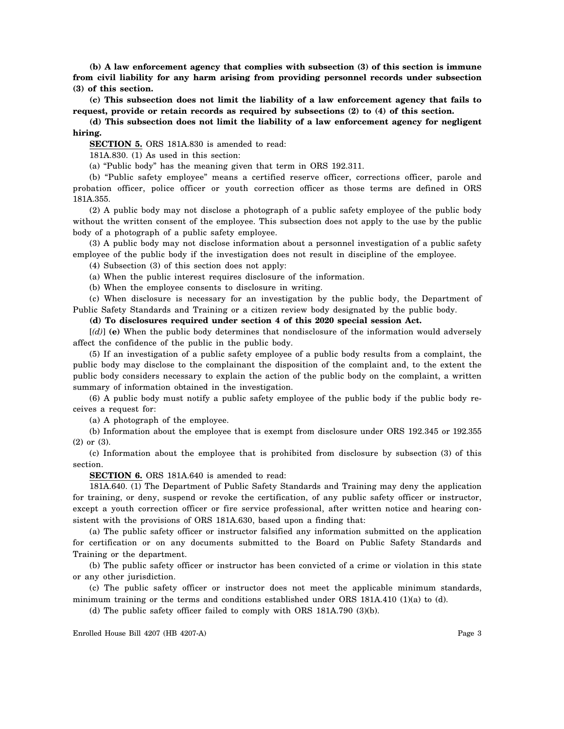**(b) A law enforcement agency that complies with subsection (3) of this section is immune from civil liability for any harm arising from providing personnel records under subsection (3) of this section.**

**(c) This subsection does not limit the liability of a law enforcement agency that fails to request, provide or retain records as required by subsections (2) to (4) of this section.**

**(d) This subsection does not limit the liability of a law enforcement agency for negligent hiring.**

**SECTION 5.** ORS 181A.830 is amended to read:

181A.830. (1) As used in this section:

(a) "Public body" has the meaning given that term in ORS 192.311.

(b) "Public safety employee" means a certified reserve officer, corrections officer, parole and probation officer, police officer or youth correction officer as those terms are defined in ORS 181A.355.

(2) A public body may not disclose a photograph of a public safety employee of the public body without the written consent of the employee. This subsection does not apply to the use by the public body of a photograph of a public safety employee.

(3) A public body may not disclose information about a personnel investigation of a public safety employee of the public body if the investigation does not result in discipline of the employee.

(4) Subsection (3) of this section does not apply:

(a) When the public interest requires disclosure of the information.

(b) When the employee consents to disclosure in writing.

(c) When disclosure is necessary for an investigation by the public body, the Department of Public Safety Standards and Training or a citizen review body designated by the public body.

**(d) To disclosures required under section 4 of this 2020 special session Act.**

[*(d)*] **(e)** When the public body determines that nondisclosure of the information would adversely affect the confidence of the public in the public body.

(5) If an investigation of a public safety employee of a public body results from a complaint, the public body may disclose to the complainant the disposition of the complaint and, to the extent the public body considers necessary to explain the action of the public body on the complaint, a written summary of information obtained in the investigation.

(6) A public body must notify a public safety employee of the public body if the public body receives a request for:

(a) A photograph of the employee.

(b) Information about the employee that is exempt from disclosure under ORS 192.345 or 192.355 (2) or (3).

(c) Information about the employee that is prohibited from disclosure by subsection (3) of this section.

**SECTION 6.** ORS 181A.640 is amended to read:

181A.640. (1) The Department of Public Safety Standards and Training may deny the application for training, or deny, suspend or revoke the certification, of any public safety officer or instructor, except a youth correction officer or fire service professional, after written notice and hearing consistent with the provisions of ORS 181A.630, based upon a finding that:

(a) The public safety officer or instructor falsified any information submitted on the application for certification or on any documents submitted to the Board on Public Safety Standards and Training or the department.

(b) The public safety officer or instructor has been convicted of a crime or violation in this state or any other jurisdiction.

(c) The public safety officer or instructor does not meet the applicable minimum standards, minimum training or the terms and conditions established under ORS 181A.410 (1)(a) to (d).

(d) The public safety officer failed to comply with ORS 181A.790 (3)(b).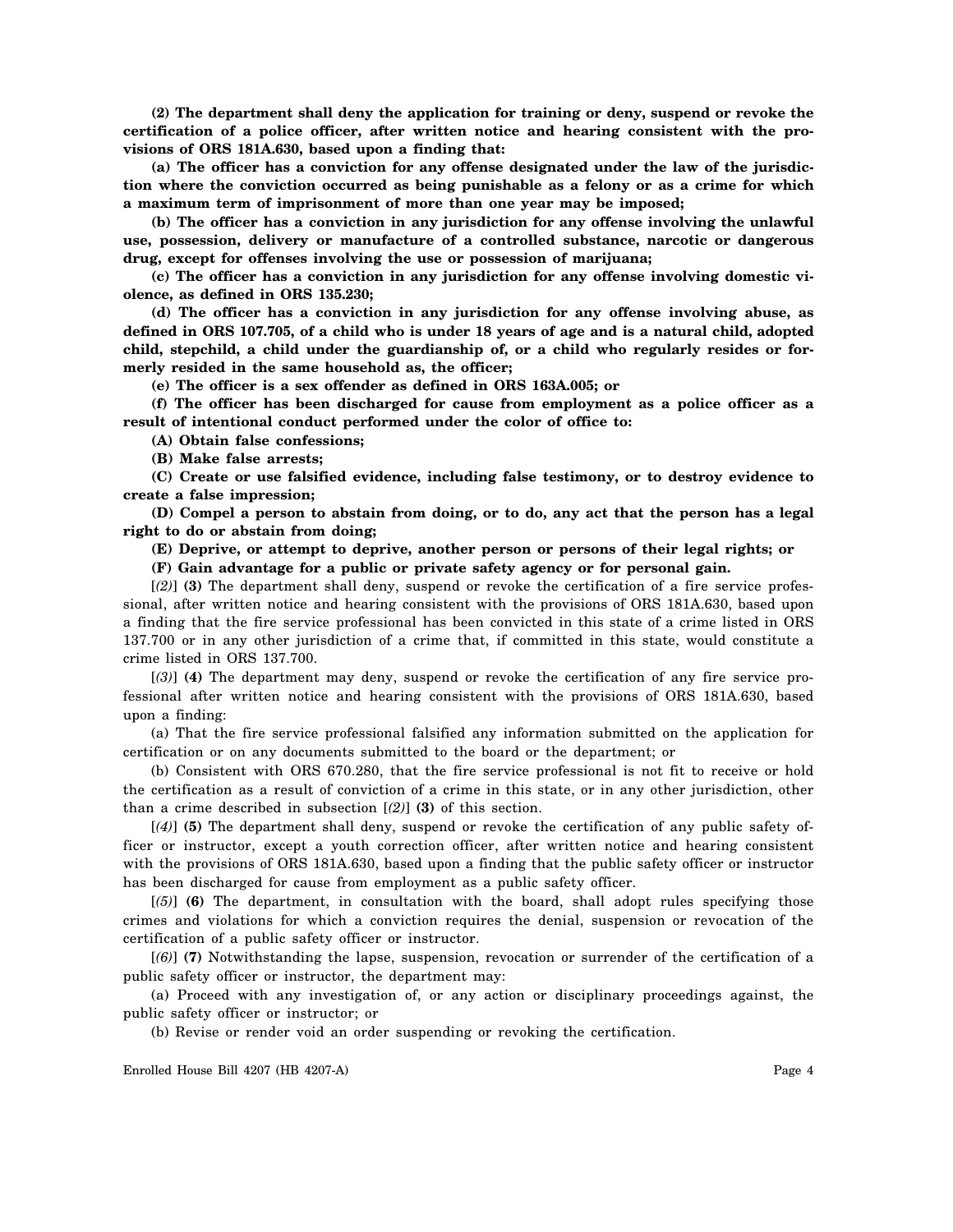**(2) The department shall deny the application for training or deny, suspend or revoke the certification of a police officer, after written notice and hearing consistent with the provisions of ORS 181A.630, based upon a finding that:**

**(a) The officer has a conviction for any offense designated under the law of the jurisdiction where the conviction occurred as being punishable as a felony or as a crime for which a maximum term of imprisonment of more than one year may be imposed;**

**(b) The officer has a conviction in any jurisdiction for any offense involving the unlawful use, possession, delivery or manufacture of a controlled substance, narcotic or dangerous drug, except for offenses involving the use or possession of marijuana;**

**(c) The officer has a conviction in any jurisdiction for any offense involving domestic violence, as defined in ORS 135.230;**

**(d) The officer has a conviction in any jurisdiction for any offense involving abuse, as defined in ORS 107.705, of a child who is under 18 years of age and is a natural child, adopted child, stepchild, a child under the guardianship of, or a child who regularly resides or formerly resided in the same household as, the officer;**

**(e) The officer is a sex offender as defined in ORS 163A.005; or**

**(f) The officer has been discharged for cause from employment as a police officer as a result of intentional conduct performed under the color of office to:**

**(A) Obtain false confessions;**

**(B) Make false arrests;**

**(C) Create or use falsified evidence, including false testimony, or to destroy evidence to create a false impression;**

**(D) Compel a person to abstain from doing, or to do, any act that the person has a legal right to do or abstain from doing;**

**(E) Deprive, or attempt to deprive, another person or persons of their legal rights; or**

**(F) Gain advantage for a public or private safety agency or for personal gain.**

[*(2)*] **(3)** The department shall deny, suspend or revoke the certification of a fire service professional, after written notice and hearing consistent with the provisions of ORS 181A.630, based upon a finding that the fire service professional has been convicted in this state of a crime listed in ORS 137.700 or in any other jurisdiction of a crime that, if committed in this state, would constitute a crime listed in ORS 137.700.

[*(3)*] **(4)** The department may deny, suspend or revoke the certification of any fire service professional after written notice and hearing consistent with the provisions of ORS 181A.630, based upon a finding:

(a) That the fire service professional falsified any information submitted on the application for certification or on any documents submitted to the board or the department; or

(b) Consistent with ORS 670.280, that the fire service professional is not fit to receive or hold the certification as a result of conviction of a crime in this state, or in any other jurisdiction, other than a crime described in subsection [*(2)*] **(3)** of this section.

[*(4)*] **(5)** The department shall deny, suspend or revoke the certification of any public safety officer or instructor, except a youth correction officer, after written notice and hearing consistent with the provisions of ORS 181A.630, based upon a finding that the public safety officer or instructor has been discharged for cause from employment as a public safety officer.

[*(5)*] **(6)** The department, in consultation with the board, shall adopt rules specifying those crimes and violations for which a conviction requires the denial, suspension or revocation of the certification of a public safety officer or instructor.

[*(6)*] **(7)** Notwithstanding the lapse, suspension, revocation or surrender of the certification of a public safety officer or instructor, the department may:

(a) Proceed with any investigation of, or any action or disciplinary proceedings against, the public safety officer or instructor; or

(b) Revise or render void an order suspending or revoking the certification.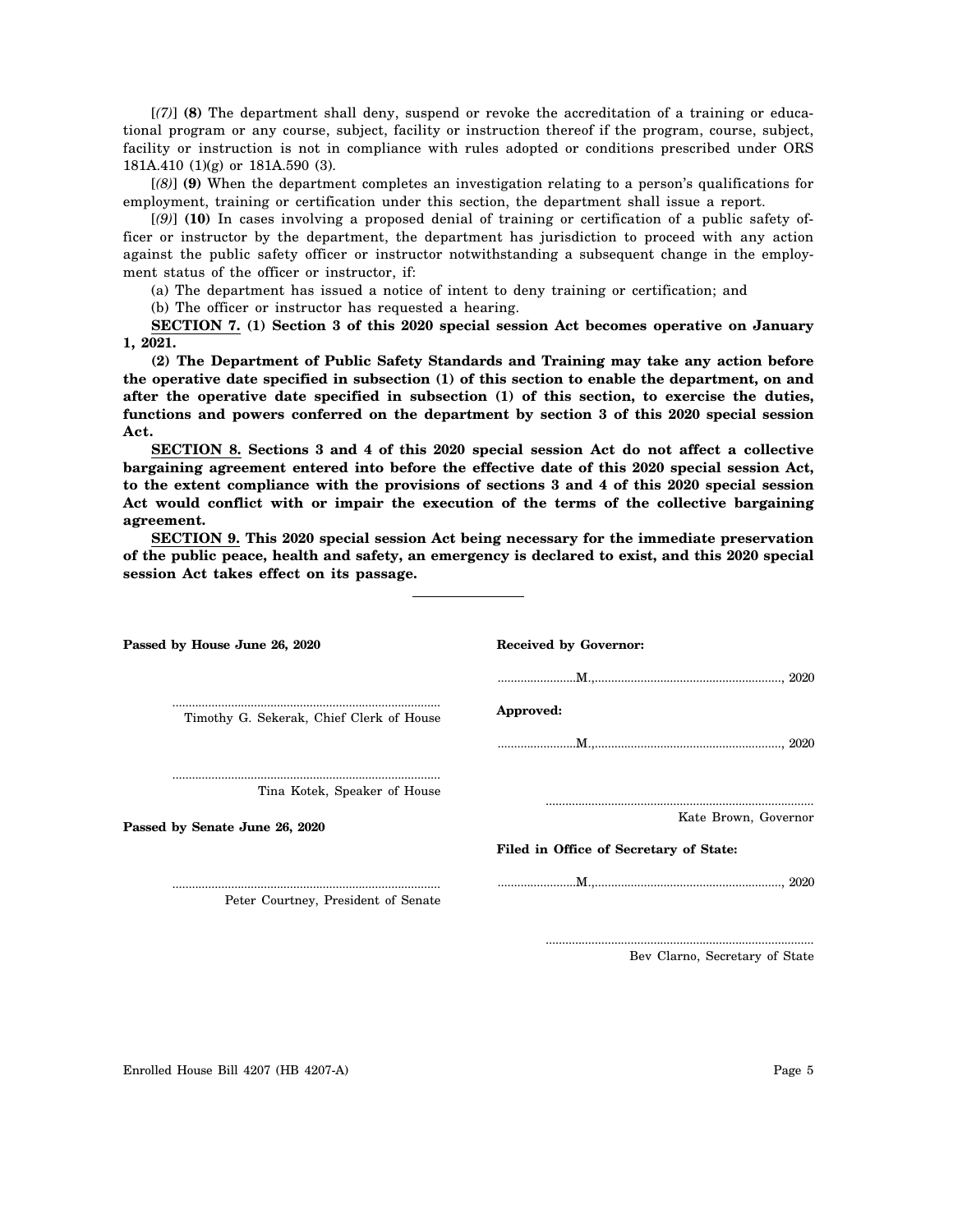[*(7)*] **(8)** The department shall deny, suspend or revoke the accreditation of a training or educational program or any course, subject, facility or instruction thereof if the program, course, subject, facility or instruction is not in compliance with rules adopted or conditions prescribed under ORS 181A.410 (1)(g) or 181A.590 (3).

[*(8)*] **(9)** When the department completes an investigation relating to a person's qualifications for employment, training or certification under this section, the department shall issue a report.

[*(9)*] **(10)** In cases involving a proposed denial of training or certification of a public safety officer or instructor by the department, the department has jurisdiction to proceed with any action against the public safety officer or instructor notwithstanding a subsequent change in the employment status of the officer or instructor, if:

(a) The department has issued a notice of intent to deny training or certification; and

(b) The officer or instructor has requested a hearing.

**SECTION 7. (1) Section 3 of this 2020 special session Act becomes operative on January 1, 2021.**

**(2) The Department of Public Safety Standards and Training may take any action before the operative date specified in subsection (1) of this section to enable the department, on and after the operative date specified in subsection (1) of this section, to exercise the duties, functions and powers conferred on the department by section 3 of this 2020 special session Act.**

**SECTION 8. Sections 3 and 4 of this 2020 special session Act do not affect a collective bargaining agreement entered into before the effective date of this 2020 special session Act, to the extent compliance with the provisions of sections 3 and 4 of this 2020 special session Act would conflict with or impair the execution of the terms of the collective bargaining agreement.**

**SECTION 9. This 2020 special session Act being necessary for the immediate preservation of the public peace, health and safety, an emergency is declared to exist, and this 2020 special session Act takes effect on its passage.**

---

**Passed by House June 26, 2020**

..................................................................................
Timothy G. Sekerak, Chief Clerk of House

..................................................................................
Tina Kotek, Speaker of House

**Passed by Senate June 26, 2020**

..................................................................................
Peter Courtney, President of Senate

**Received by Governor:**

........................M.,........................................................., 2020

**Approved:**

........................M.,........................................................., 2020

..................................................................................
Kate Brown, Governor

**Filed in Office of Secretary of State:**

........................M.,........................................................., 2020

..................................................................................
Bev Clarno, Secretary of State